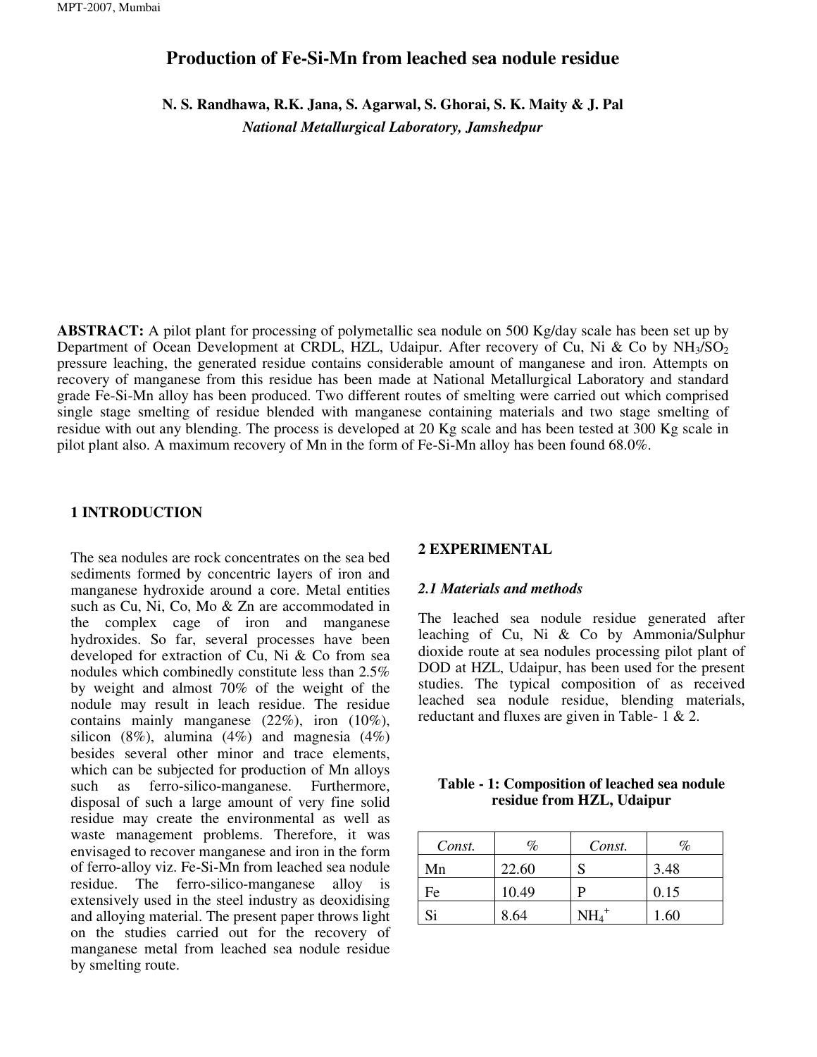# Production of Fe-Si-Mn from leached sea nodule residue

**N. S. Randhawa, R.K. Jana, S. Agarwal, S. Ghorai, S. K. Maity & J. Pal**

*National Metallurgical Laboratory, Jamshedpur*

**ABSTRACT:** A pilot plant for processing of polymetallic sea nodule on 500 Kg/day scale has been set up by Department of Ocean Development at CRDL, HZL, Udaipur. After recovery of Cu, Ni & Co by $NH_3/SO_2$ pressure leaching, the generated residue contains considerable amount of manganese and iron. Attempts on recovery of manganese from this residue has been made at National Metallurgical Laboratory and standard grade Fe-Si-Mn alloy has been produced. Two different routes of smelting were carried out which comprised single stage smelting of residue blended with manganese containing materials and two stage smelting of residue with out any blending. The process is developed at 20 Kg scale and has been tested at 300 Kg scale in pilot plant also. A maximum recovery of Mn in the form of Fe-Si-Mn alloy has been found 68.0%.

## 1 INTRODUCTION

The sea nodules are rock concentrates on the sea bed sediments formed by concentric layers of iron and manganese hydroxide around a core. Metal entities such as Cu, Ni, Co, Mo & Zn are accommodated in the complex cage of iron and manganese hydroxides. So far, several processes have been developed for extraction of Cu, Ni & Co from sea nodules which combinedly constitute less than 2.5% by weight and almost 70% of the weight of the nodule may result in leach residue. The residue contains mainly manganese (22%), iron (10%), silicon (8%), alumina (4%) and magnesia (4%) besides several other minor and trace elements, which can be subjected for production of Mn alloys such as ferro-silico-manganese. Furthermore, disposal of such a large amount of very fine solid residue may create the environmental as well as waste management problems. Therefore, it was envisaged to recover manganese and iron in the form of ferro-alloy viz. Fe-Si-Mn from leached sea nodule residue. The ferro-silico-manganese alloy is extensively used in the steel industry as deoxidising and alloying material. The present paper throws light on the studies carried out for the recovery of manganese metal from leached sea nodule residue by smelting route.

## 2 EXPERIMENTAL

### 2.1 Materials and methods

The leached sea nodule residue generated after leaching of Cu, Ni & Co by Ammonia/Sulphur dioxide route at sea nodules processing pilot plant of DOD at HZL, Udaipur, has been used for the present studies. The typical composition of as received leached sea nodule residue, blending materials, reductant and fluxes are given in Table- 1 & 2.

**Table - 1: Composition of leached sea nodule residue from HZL, Udaipur**

| *Const.* | *%* | *Const.* | *%* |
|---|---|---|---|
| Mn | 22.60 | S | 3.48 |
| Fe | 10.49 | P | 0.15 |
| Si | 8.64 | $NH_4^+$ | 1.60 |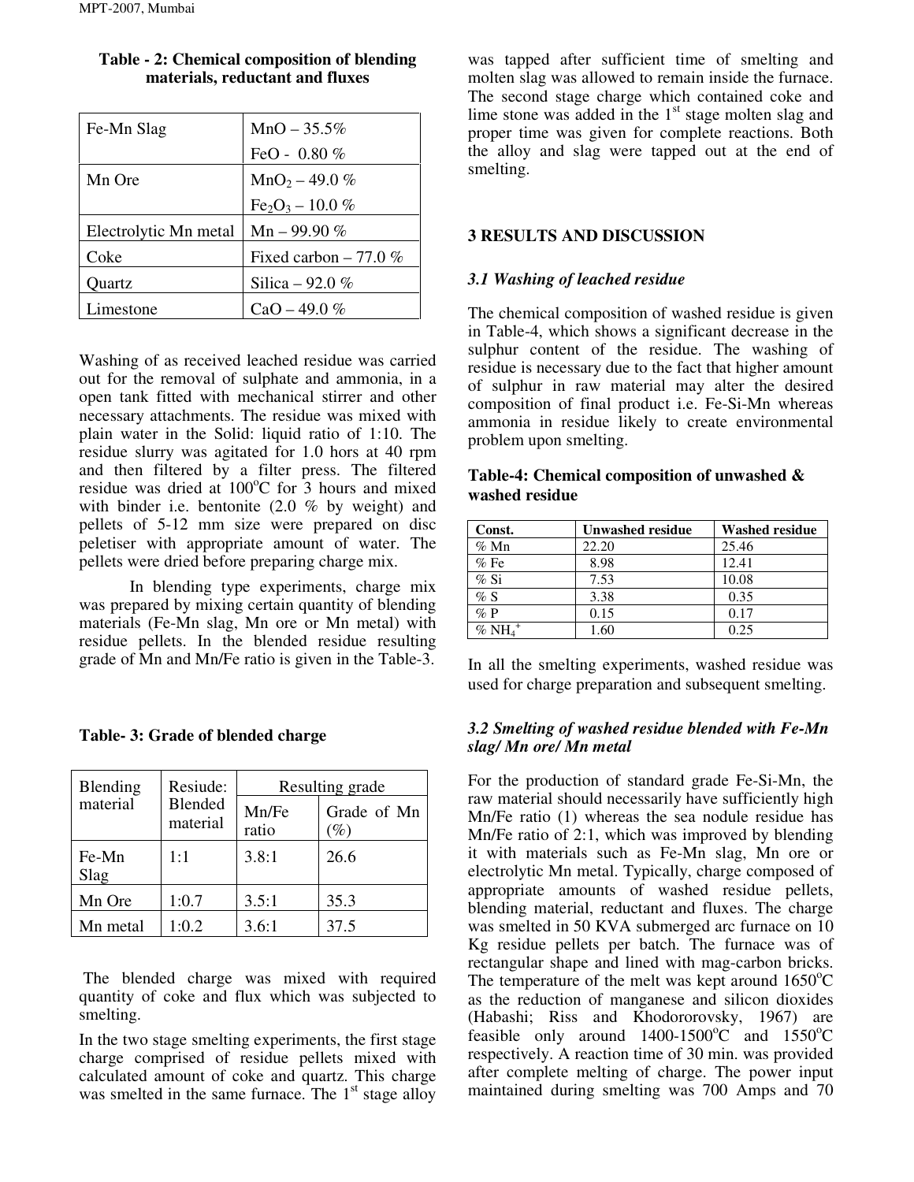**Table - 2: Chemical composition of blending materials, reductant and fluxes**

| | |
|---|---|
| Fe-Mn Slag | MnO – 35.5% <br> FeO - 0.80 % |
| Mn Ore | $MnO_2$ – 49.0 % <br> $Fe_2O_3$ – 10.0 % |
| Electrolytic Mn metal | Mn – 99.90 % |
| Coke | Fixed carbon – 77.0 % |
| Quartz | Silica – 92.0 % |
| Limestone | CaO – 49.0 % |

Washing of as received leached residue was carried out for the removal of sulphate and ammonia, in a open tank fitted with mechanical stirrer and other necessary attachments. The residue was mixed with plain water in the Solid: liquid ratio of 1:10. The residue slurry was agitated for 1.0 hors at 40 rpm and then filtered by a filter press. The filtered residue was dried at 100°C for 3 hours and mixed with binder i.e. bentonite (2.0 % by weight) and pellets of 5-12 mm size were prepared on disc peletiser with appropriate amount of water. The pellets were dried before preparing charge mix.

In blending type experiments, charge mix was prepared by mixing certain quantity of blending materials (Fe-Mn slag, Mn ore or Mn metal) with residue pellets. In the blended residue resulting grade of Mn and Mn/Fe ratio is given in the Table-3.

**Table- 3: Grade of blended charge**

| Blending material | Resiude: Blended material | Resulting grade | |
|---|---|---|---|
| | | Mn/Fe ratio | Grade of Mn (%) |
| Fe-Mn Slag | 1:1 | 3.8:1 | 26.6 |
| Mn Ore | 1:0.7 | 3.5:1 | 35.3 |
| Mn metal | 1:0.2 | 3.6:1 | 37.5 |

The blended charge was mixed with required quantity of coke and flux which was subjected to smelting.

In the two stage smelting experiments, the first stage charge comprised of residue pellets mixed with calculated amount of coke and quartz. This charge was smelted in the same furnace. The 1st stage alloy was tapped after sufficient time of smelting and molten slag was allowed to remain inside the furnace. The second stage charge which contained coke and lime stone was added in the 1st stage molten slag and proper time was given for complete reactions. Both the alloy and slag were tapped out at the end of smelting.

## 3 RESULTS AND DISCUSSION

### *3.1 Washing of leached residue*

The chemical composition of washed residue is given in Table-4, which shows a significant decrease in the sulphur content of the residue. The washing of residue is necessary due to the fact that higher amount of sulphur in raw material may alter the desired composition of final product i.e. Fe-Si-Mn whereas ammonia in residue likely to create environmental problem upon smelting.

**Table-4: Chemical composition of unwashed & washed residue**

| Const. | Unwashed residue | Washed residue |
|---|---|---|
| % Mn | 22.20 | 25.46 |
| % Fe | 8.98 | 12.41 |
| % Si | 7.53 | 10.08 |
| % S | 3.38 | 0.35 |
| % P | 0.15 | 0.17 |
| % $NH_4^+$ | 1.60 | 0.25 |

In all the smelting experiments, washed residue was used for charge preparation and subsequent smelting.

### *3.2 Smelting of washed residue blended with Fe-Mn slag/ Mn ore/ Mn metal*

For the production of standard grade Fe-Si-Mn, the raw material should necessarily have sufficiently high Mn/Fe ratio (1) whereas the sea nodule residue has Mn/Fe ratio of 2:1, which was improved by blending it with materials such as Fe-Mn slag, Mn ore or electrolytic Mn metal. Typically, charge composed of appropriate amounts of washed residue pellets, blending material, reductant and fluxes. The charge was smelted in 50 KVA submerged arc furnace on 10 Kg residue pellets per batch. The furnace was of rectangular shape and lined with mag-carbon bricks. The temperature of the melt was kept around 1650°C as the reduction of manganese and silicon dioxides (Habashi; Riss and Khodororovsky, 1967) are feasible only around 1400-1500°C and 1550°C respectively. A reaction time of 30 min. was provided after complete melting of charge. The power input maintained during smelting was 700 Amps and 70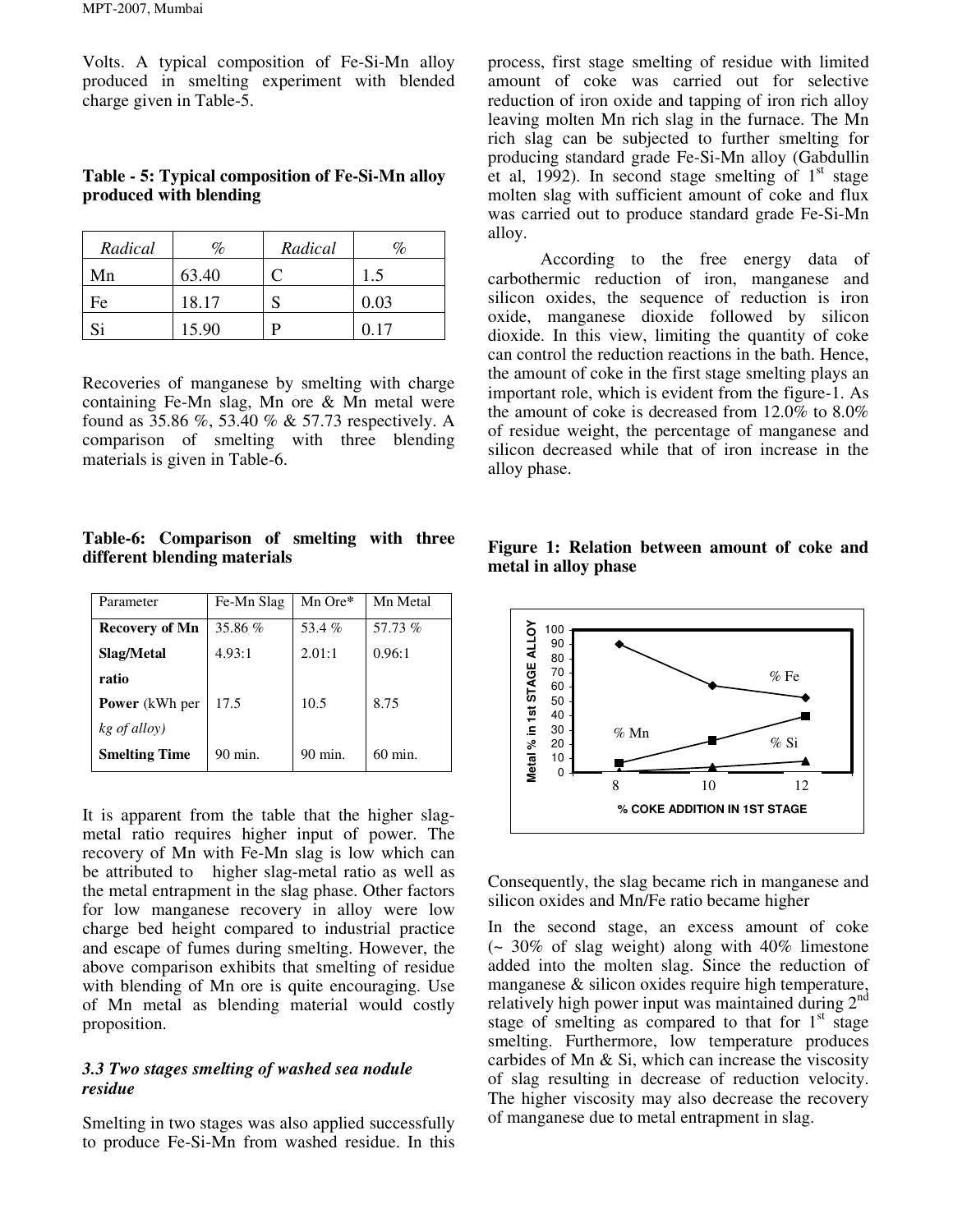Volts. A typical composition of Fe-Si-Mn alloy produced in smelting experiment with blended charge given in Table-5.

**Table - 5: Typical composition of Fe-Si-Mn alloy produced with blending**

| *Radical* | *%* | *Radical* | *%* |
|---|---|---|---|
| Mn | 63.40 | C | 1.5 |
| Fe | 18.17 | S | 0.03 |
| Si | 15.90 | P | 0.17 |

Recoveries of manganese by smelting with charge containing Fe-Mn slag, Mn ore & Mn metal were found as 35.86 %, 53.40 % & 57.73 respectively. A comparison of smelting with three blending materials is given in Table-6.

**Table-6: Comparison of smelting with three different blending materials**

| Parameter | Fe-Mn Slag | Mn Ore* | Mn Metal |
|---|---|---|---|
| **Recovery of Mn** | 35.86 % | 53.4 % | 57.73 % |
| **Slag/Metal ratio** | 4.93:1 | 2.01:1 | 0.96:1 |
| **Power** (kWh per *kg of alloy)* | 17.5 | 10.5 | 8.75 |
| **Smelting Time** | 90 min. | 90 min. | 60 min. |

It is apparent from the table that the higher slag-metal ratio requires higher input of power. The recovery of Mn with Fe-Mn slag is low which can be attributed to higher slag-metal ratio as well as the metal entrapment in the slag phase. Other factors for low manganese recovery in alloy were low charge bed height compared to industrial practice and escape of fumes during smelting. However, the above comparison exhibits that smelting of residue with blending of Mn ore is quite encouraging. Use of Mn metal as blending material would costly proposition.

### *3.3 Two stages smelting of washed sea nodule residue*

Smelting in two stages was also applied successfully to produce Fe-Si-Mn from washed residue. In this process, first stage smelting of residue with limited amount of coke was carried out for selective reduction of iron oxide and tapping of iron rich alloy leaving molten Mn rich slag in the furnace. The Mn rich slag can be subjected to further smelting for producing standard grade Fe-Si-Mn alloy (Gabdullin et al, 1992). In second stage smelting of 1[st] stage molten slag with sufficient amount of coke and flux was carried out to produce standard grade Fe-Si-Mn alloy.

According to the free energy data of carbothermic reduction of iron, manganese and silicon oxides, the sequence of reduction is iron oxide, manganese dioxide followed by silicon dioxide. In this view, limiting the quantity of coke can control the reduction reactions in the bath. Hence, the amount of coke in the first stage smelting plays an important role, which is evident from the figure-1. As the amount of coke is decreased from 12.0% to 8.0% of residue weight, the percentage of manganese and silicon decreased while that of iron increase in the alloy phase.

**Figure 1: Relation between amount of coke and metal in alloy phase**

Consequently, the slag became rich in manganese and silicon oxides and Mn/Fe ratio became higher

In the second stage, an excess amount of coke (~ 30% of slag weight) along with 40% limestone added into the molten slag. Since the reduction of manganese & silicon oxides require high temperature, relatively high power input was maintained during 2[nd] stage of smelting as compared to that for 1[st] stage smelting. Furthermore, low temperature produces carbides of Mn & Si, which can increase the viscosity of slag resulting in decrease of reduction velocity. The higher viscosity may also decrease the recovery of manganese due to metal entrapment in slag.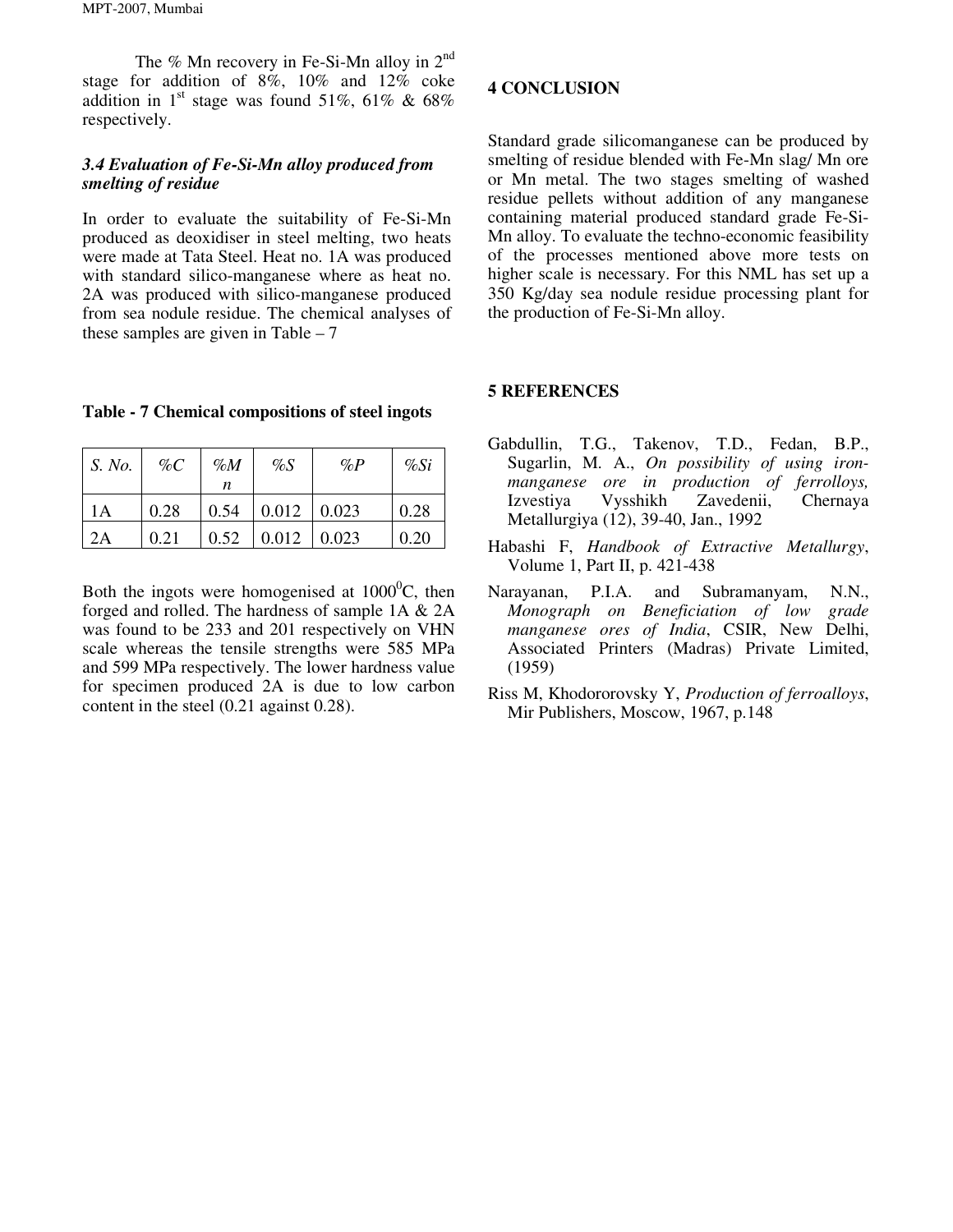The % Mn recovery in Fe-Si-Mn alloy in 2nd stage for addition of 8%, 10% and 12% coke addition in 1st stage was found 51%, 61% & 68% respectively.

### *3.4 Evaluation of Fe-Si-Mn alloy produced from smelting of residue*

In order to evaluate the suitability of Fe-Si-Mn produced as deoxidiser in steel melting, two heats were made at Tata Steel. Heat no. 1A was produced with standard silico-manganese where as heat no. 2A was produced with silico-manganese produced from sea nodule residue. The chemical analyses of these samples are given in Table – 7

**Table - 7 Chemical compositions of steel ingots**

| *S. No.* | *%C* | *%Mn* | *%S* | *%P* | *%Si* |
|---|---|---|---|---|---|
| 1A | 0.28 | 0.54 | 0.012 | 0.023 | 0.28 |
| 2A | 0.21 | 0.52 | 0.012 | 0.023 | 0.20 |

Both the ingots were homogenised at $1000^0$C, then forged and rolled. The hardness of sample 1A & 2A was found to be 233 and 201 respectively on VHN scale whereas the tensile strengths were 585 MPa and 599 MPa respectively. The lower hardness value for specimen produced 2A is due to low carbon content in the steel (0.21 against 0.28).

## 4 CONCLUSION

Standard grade silicomanganese can be produced by smelting of residue blended with Fe-Mn slag/ Mn ore or Mn metal. The two stages smelting of washed residue pellets without addition of any manganese containing material produced standard grade Fe-Si-Mn alloy. To evaluate the techno-economic feasibility of the processes mentioned above more tests on higher scale is necessary. For this NML has set up a 350 Kg/day sea nodule residue processing plant for the production of Fe-Si-Mn alloy.

## 5 REFERENCES

Gabdullin, T.G., Takenov, T.D., Fedan, B.P., Sugarlin, M. A., *On possibility of using iron-manganese ore in production of ferrolloys,* Izvestiya Vysshikh Zavedenii, Chernaya Metallurgiya (12), 39-40, Jan., 1992

Habashi F, *Handbook of Extractive Metallurgy*, Volume 1, Part II, p. 421-438

Narayanan, P.I.A. and Subramanyam, N.N., *Monograph on Beneficiation of low grade manganese ores of India*, CSIR, New Delhi, Associated Printers (Madras) Private Limited, (1959)

Riss M, Khodororovsky Y, *Production of ferroalloys*, Mir Publishers, Moscow, 1967, p.148